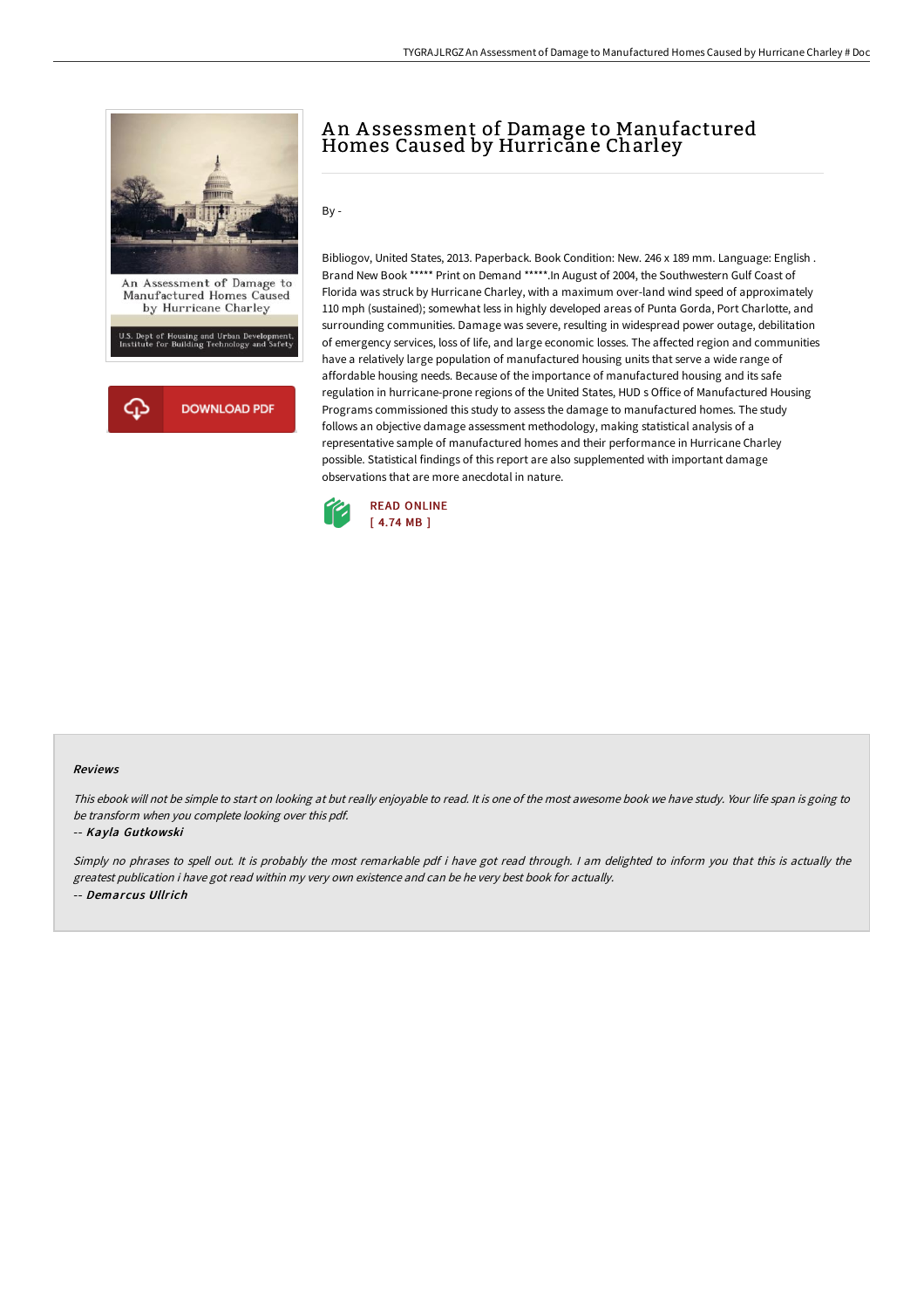# An Assessment of Damage to Manufactured Homes Caused by Hurricane Charley

By -

Bibliogov, United States, 2013. Paperback. Book Condition: New. 246 x 189 mm. Language: English . Brand New Book ***** Print on Demand *****.In August of 2004, the Southwestern Gulf Coast of Florida was struck by Hurricane Charley, with a maximum over-land wind speed of approximately 110 mph (sustained); somewhat less in highly developed areas of Punta Gorda, Port Charlotte, and surrounding communities. Damage was severe, resulting in widespread power outage, debilitation of emergency services, loss of life, and large economic losses. The affected region and communities have a relatively large population of manufactured housing units that serve a wide range of affordable housing needs. Because of the importance of manufactured housing and its safe regulation in hurricane-prone regions of the United States, HUD s Office of Manufactured Housing Programs commissioned this study to assess the damage to manufactured homes. The study follows an objective damage assessment methodology, making statistical analysis of a representative sample of manufactured homes and their performance in Hurricane Charley possible. Statistical findings of this report are also supplemented with important damage observations that are more anecdotal in nature.

READ ONLINE
[ 4.74 MB ]

DOWNLOAD PDF

### Reviews

*This ebook will not be simple to start on looking at but really enjoyable to read. It is one of the most awesome book we have study. Your life span is going to be transform when you complete looking over this pdf.*

*-- Kayla Gutkowski*

*Simply no phrases to spell out. It is probably the most remarkable pdf i have got read through. I am delighted to inform you that this is actually the greatest publication i have got read within my very own existence and can be he very best book for actually.*

*-- Demarcus Ullrich*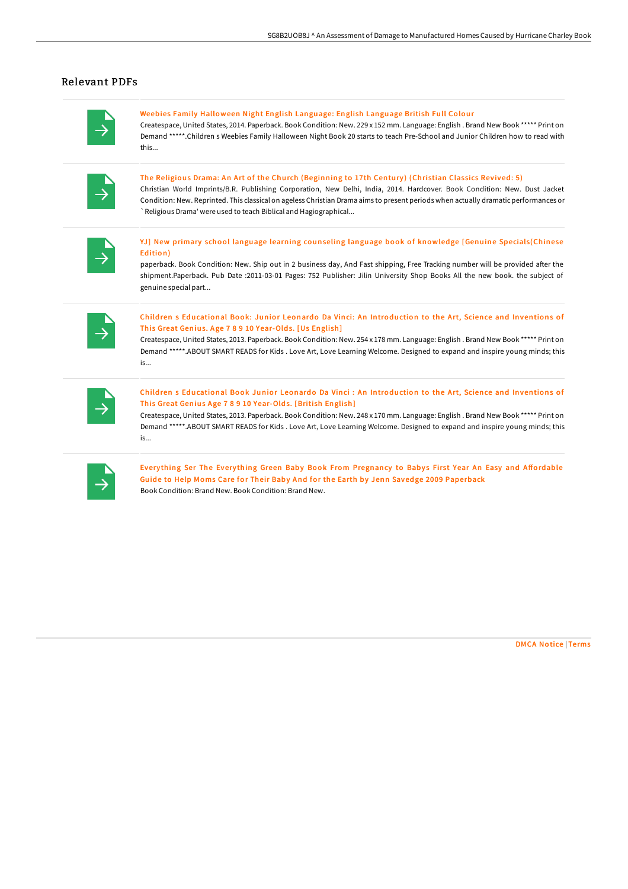## Relevant PDFs

**Weebies Family Halloween Night English Language: English Language British Full Colour**

Createspace, United States, 2014. Paperback. Book Condition: New. 229 x 152 mm. Language: English . Brand New Book ***** Print on Demand *****.Children s Weebies Family Halloween Night Book 20 starts to teach Pre-School and Junior Children how to read with this...

**The Religious Drama: An Art of the Church (Beginning to 17th Century) (Christian Classics Revived: 5)**

Christian World Imprints/B.R. Publishing Corporation, New Delhi, India, 2014. Hardcover. Book Condition: New. Dust Jacket Condition: New. Reprinted. This classical on ageless Christian Drama aims to present periods when actually dramatic performances or `Religious Drama' were used to teach Biblical and Hagiographical...

**YJ] New primary school language learning counseling language book of knowledge [Genuine Specials(Chinese Edition)**

paperback. Book Condition: New. Ship out in 2 business day, And Fast shipping, Free Tracking number will be provided after the shipment.Paperback. Pub Date :2011-03-01 Pages: 752 Publisher: Jilin University Shop Books All the new book. the subject of genuine special part...

**Children s Educational Book: Junior Leonardo Da Vinci: An Introduction to the Art, Science and Inventions of This Great Genius. Age 7 8 9 10 Year-Olds. [Us English]**

Createspace, United States, 2013. Paperback. Book Condition: New. 254 x 178 mm. Language: English . Brand New Book ***** Print on Demand *****.ABOUT SMART READS for Kids . Love Art, Love Learning Welcome. Designed to expand and inspire young minds; this is...

**Children s Educational Book Junior Leonardo Da Vinci : An Introduction to the Art, Science and Inventions of This Great Genius Age 7 8 9 10 Year-Olds. [British English]**

Createspace, United States, 2013. Paperback. Book Condition: New. 248 x 170 mm. Language: English . Brand New Book ***** Print on Demand *****.ABOUT SMART READS for Kids . Love Art, Love Learning Welcome. Designed to expand and inspire young minds; this is...

**Everything Ser The Everything Green Baby Book From Pregnancy to Babys First Year An Easy and Affordable Guide to Help Moms Care for Their Baby And for the Earth by Jenn Savedge 2009 Paperback**

Book Condition: Brand New. Book Condition: Brand New.

DMCA Notice | Terms